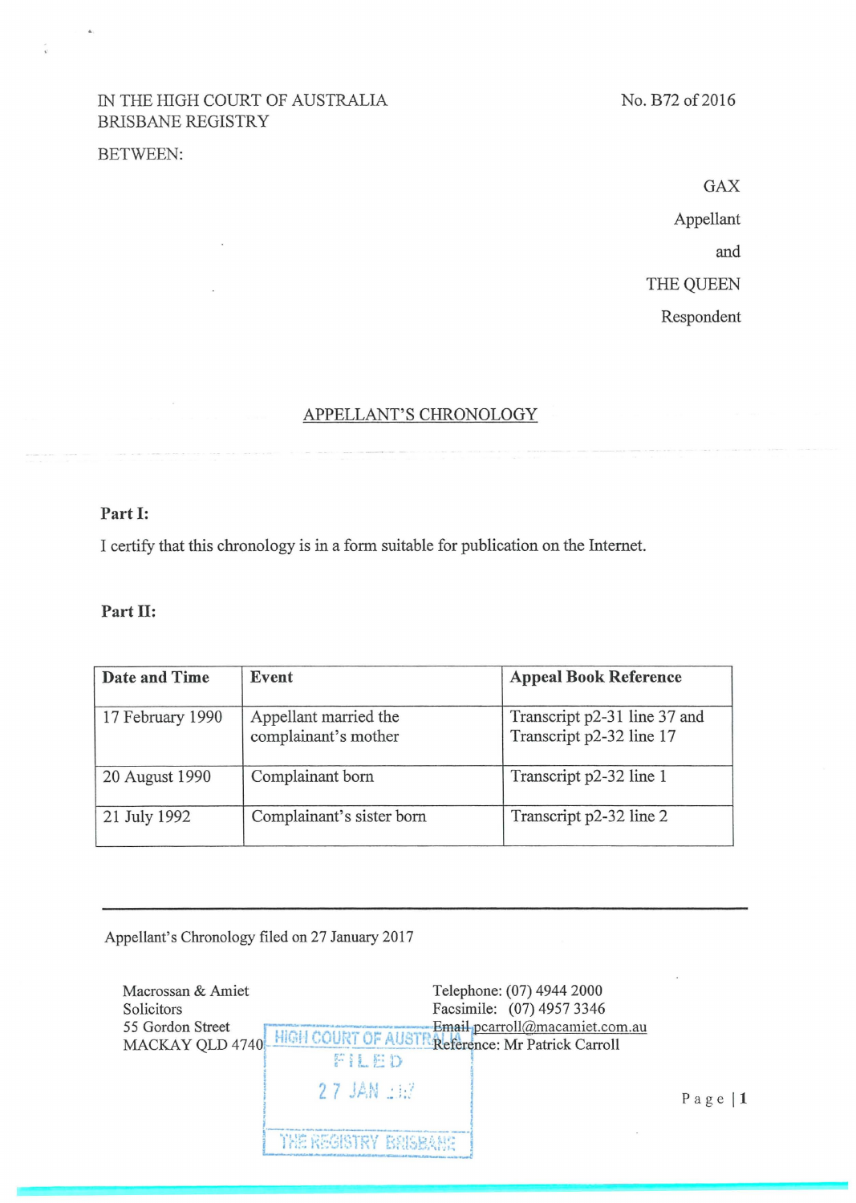IN THE HIGH COURT OF AUSTRALIA
BRISBANE REGISTRY

No. B72 of 2016

BETWEEN:

GAX

Appellant

and

THE QUEEN

Respondent

## APPELLANT'S CHRONOLOGY

**Part I:**

I certify that this chronology is in a form suitable for publication on the Internet.

**Part II:**

| Date and Time | Event | Appeal Book Reference |
|---|---|---|
| 17 February 1990 | Appellant married the complainant's mother | Transcript p2-31 line 37 and Transcript p2-32 line 17 |
| 20 August 1990 | Complainant born | Transcript p2-32 line 1 |
| 21 July 1992 | Complainant's sister born | Transcript p2-32 line 2 |

Appellant's Chronology filed on 27 January 2017

Macrossan & Amiet
Solicitors
55 Gordon Street
MACKAY QLD 4740

Telephone: (07) 4944 2000
Facsimile: (07) 4957 3346
Email pcarroll@macamiet.com.au
Reference: Mr Patrick Carroll

HIGH COURT OF AUSTRALIA
FILED
27 JAN 2017
THE REGISTRY BRISBANE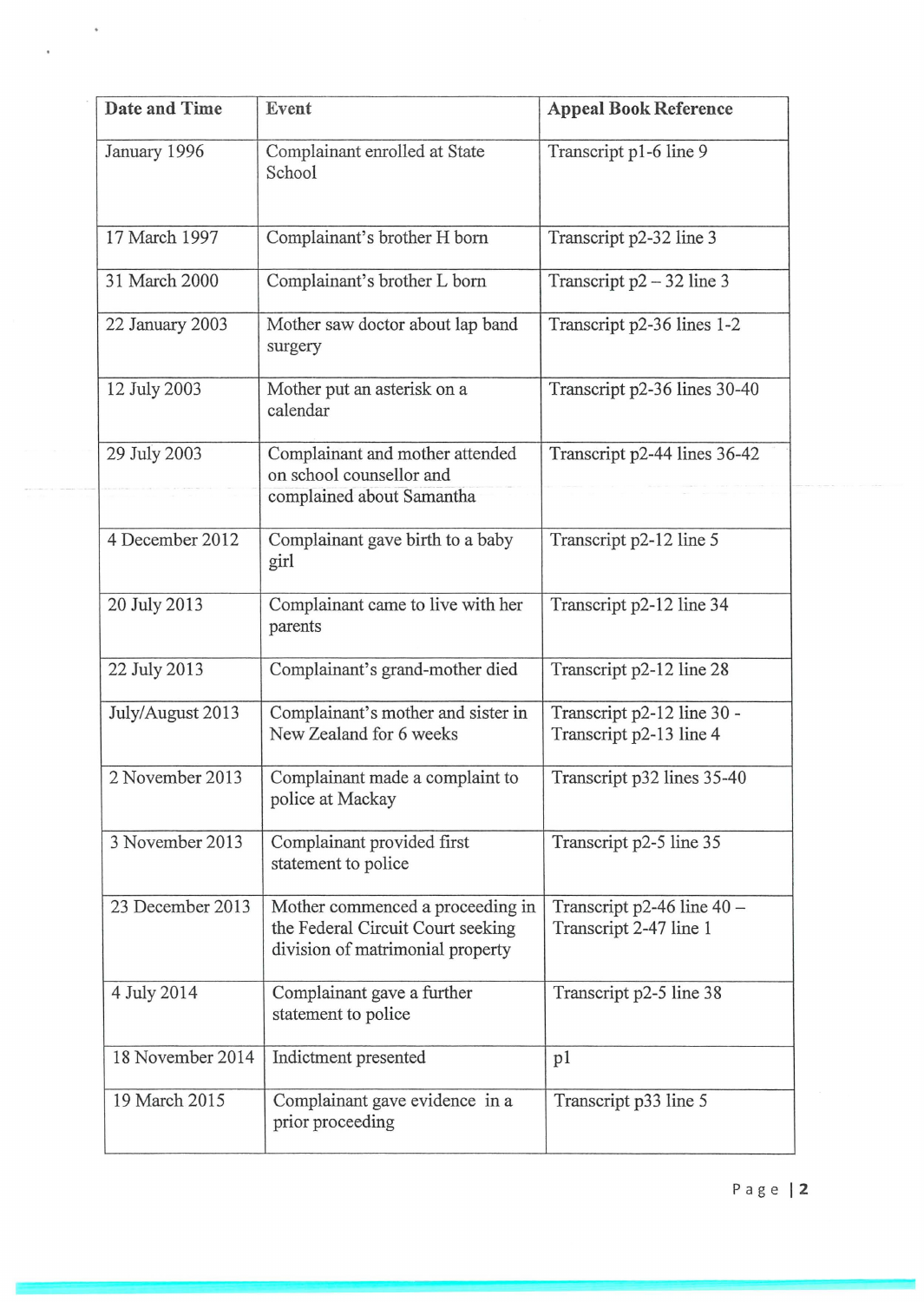| Date and Time | Event | Appeal Book Reference |
| --- | --- | --- |
| January 1996 | Complainant enrolled at State School | Transcript p1-6 line 9 |
| 17 March 1997 | Complainant's brother H born | Transcript p2-32 line 3 |
| 31 March 2000 | Complainant's brother L born | Transcript p2 – 32 line 3 |
| 22 January 2003 | Mother saw doctor about lap band surgery | Transcript p2-36 lines 1-2 |
| 12 July 2003 | Mother put an asterisk on a calendar | Transcript p2-36 lines 30-40 |
| 29 July 2003 | Complainant and mother attended on school counsellor and complained about Samantha | Transcript p2-44 lines 36-42 |
| 4 December 2012 | Complainant gave birth to a baby girl | Transcript p2-12 line 5 |
| 20 July 2013 | Complainant came to live with her parents | Transcript p2-12 line 34 |
| 22 July 2013 | Complainant's grand-mother died | Transcript p2-12 line 28 |
| July/August 2013 | Complainant's mother and sister in New Zealand for 6 weeks | Transcript p2-12 line 30 - Transcript p2-13 line 4 |
| 2 November 2013 | Complainant made a complaint to police at Mackay | Transcript p32 lines 35-40 |
| 3 November 2013 | Complainant provided first statement to police | Transcript p2-5 line 35 |
| 23 December 2013 | Mother commenced a proceeding in the Federal Circuit Court seeking division of matrimonial property | Transcript p2-46 line 40 – Transcript 2-47 line 1 |
| 4 July 2014 | Complainant gave a further statement to police | Transcript p2-5 line 38 |
| 18 November 2014 | Indictment presented | p1 |
| 19 March 2015 | Complainant gave evidence in a prior proceeding | Transcript p33 line 5 |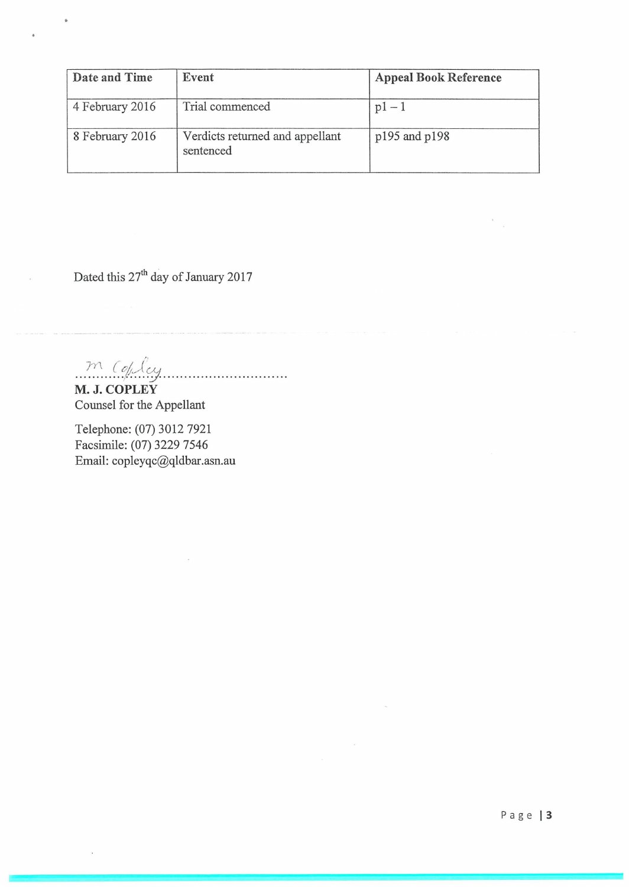| Date and Time | Event | Appeal Book Reference |
|---|---|---|
| 4 February 2016 | Trial commenced | p1 – 1 |
| 8 February 2016 | Verdicts returned and appellant sentenced | p195 and p198 |

Dated this 27th day of January 2017

M Copley
.............................................

**M. J. COPLEY**
Counsel for the Appellant

Telephone: (07) 3012 7921
Facsimile: (07) 3229 7546
Email: copleyqc@qldbar.asn.au